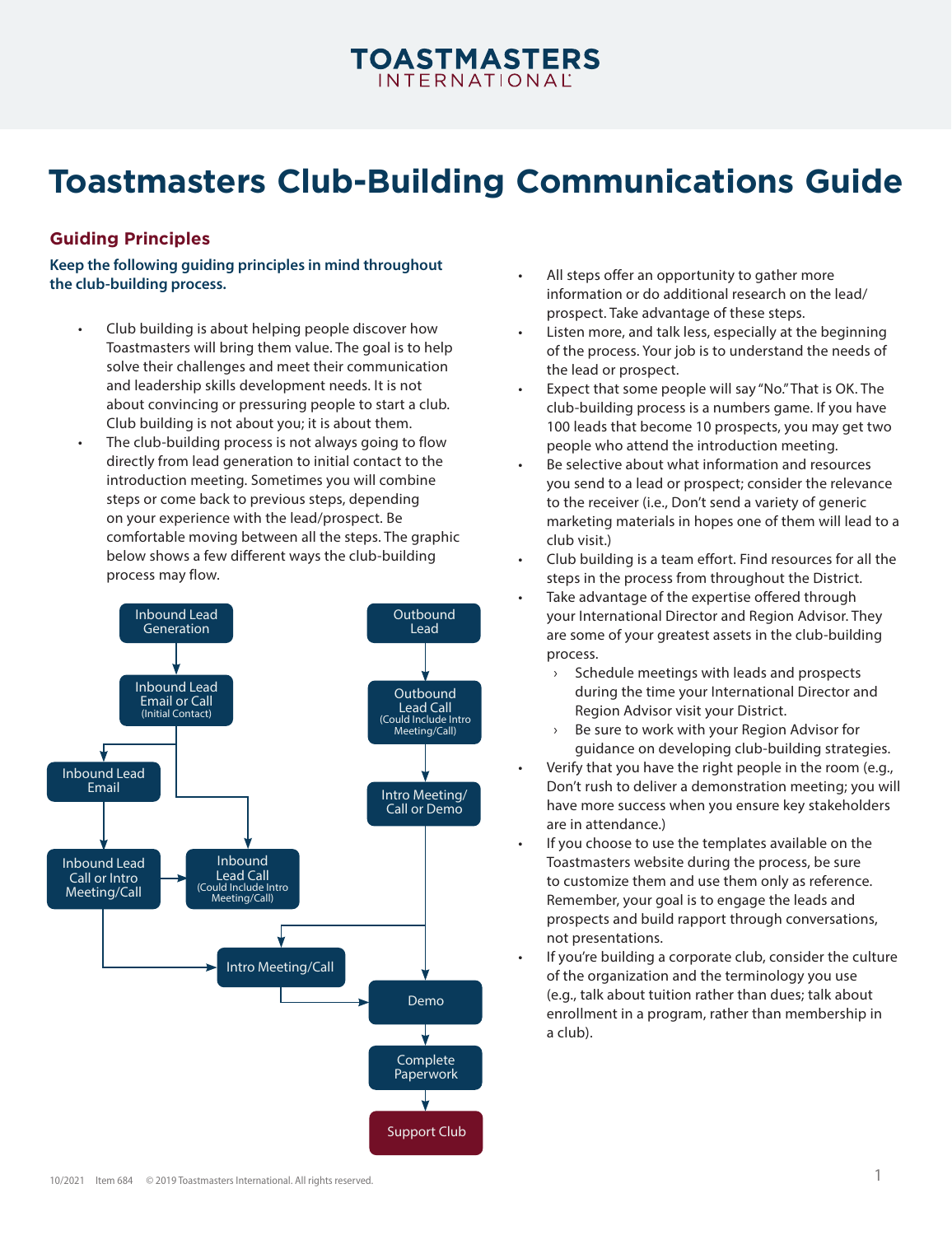# Toastmasters Club-Building Communications Guide

## Guiding Principles

**Keep the following guiding principles in mind throughout the club-building process.**

- Club building is about helping people discover how Toastmasters will bring them value. The goal is to help solve their challenges and meet their communication and leadership skills development needs. It is not about convincing or pressuring people to start a club. Club building is not about you; it is about them.
- The club-building process is not always going to flow directly from lead generation to initial contact to the introduction meeting. Sometimes you will combine steps or come back to previous steps, depending on your experience with the lead/prospect. Be comfortable moving between all the steps. The graphic below shows a few different ways the club-building process may flow.

Inbound Lead Generation → Inbound Lead Email or Call (Initial Contact) → Inbound Lead Email / Inbound Lead Call (Could Include Intro Meeting/Call)

Inbound Lead Email → Inbound Lead Call or Intro Meeting/Call → Inbound Lead Call (Could Include Intro Meeting/Call) / Intro Meeting/Call

Outbound Lead → Outbound Lead Call (Could Include Intro Meeting/Call) → Intro Meeting/Call or Demo → Intro Meeting/Call / Demo

Intro Meeting/Call → Demo → Complete Paperwork → Support Club

- All steps offer an opportunity to gather more information or do additional research on the lead/prospect. Take advantage of these steps.
- Listen more, and talk less, especially at the beginning of the process. Your job is to understand the needs of the lead or prospect.
- Expect that some people will say "No." That is OK. The club-building process is a numbers game. If you have 100 leads that become 10 prospects, you may get two people who attend the introduction meeting.
- Be selective about what information and resources you send to a lead or prospect; consider the relevance to the receiver (i.e., Don't send a variety of generic marketing materials in hopes one of them will lead to a club visit.)
- Club building is a team effort. Find resources for all the steps in the process from throughout the District.
- Take advantage of the expertise offered through your International Director and Region Advisor. They are some of your greatest assets in the club-building process.
  - Schedule meetings with leads and prospects during the time your International Director and Region Advisor visit your District.
  - Be sure to work with your Region Advisor for guidance on developing club-building strategies.
- Verify that you have the right people in the room (e.g., Don't rush to deliver a demonstration meeting; you will have more success when you ensure key stakeholders are in attendance.)
- If you choose to use the templates available on the Toastmasters website during the process, be sure to customize them and use them only as reference. Remember, your goal is to engage the leads and prospects and build rapport through conversations, not presentations.
- If you're building a corporate club, consider the culture of the organization and the terminology you use (e.g., talk about tuition rather than dues; talk about enrollment in a program, rather than membership in a club).

10/2021 Item 684 © 2019 Toastmasters International. All rights reserved.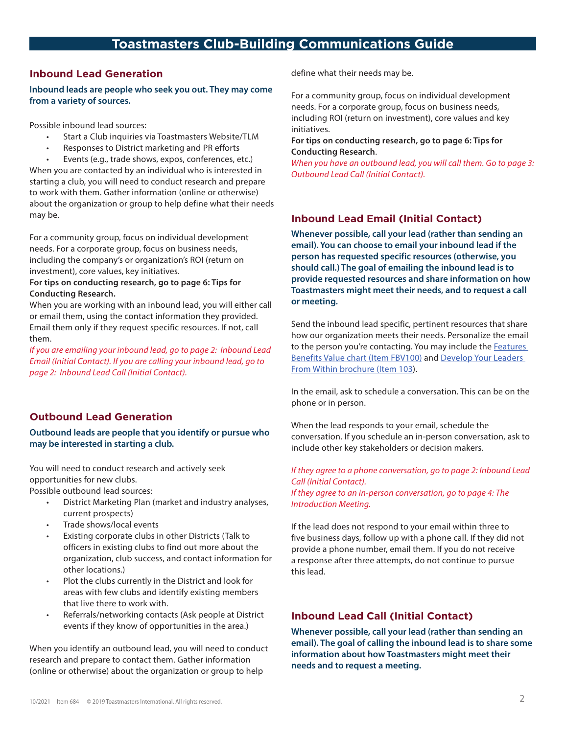# Toastmasters Club-Building Communications Guide

## Inbound Lead Generation

**Inbound leads are people who seek you out. They may come from a variety of sources.**

Possible inbound lead sources:

- Start a Club inquiries via Toastmasters Website/TLM
- Responses to District marketing and PR efforts
- Events (e.g., trade shows, expos, conferences, etc.)

When you are contacted by an individual who is interested in starting a club, you will need to conduct research and prepare to work with them. Gather information (online or otherwise) about the organization or group to help define what their needs may be.

For a community group, focus on individual development needs. For a corporate group, focus on business needs, including the company's or organization's ROI (return on investment), core values, key initiatives.

**For tips on conducting research, go to page 6: Tips for Conducting Research.**

When you are working with an inbound lead, you will either call or email them, using the contact information they provided. Email them only if they request specific resources. If not, call them.

*If you are emailing your inbound lead, go to page 2: Inbound Lead Email (Initial Contact). If you are calling your inbound lead, go to page 2: Inbound Lead Call (Initial Contact).*

## Outbound Lead Generation

**Outbound leads are people that you identify or pursue who may be interested in starting a club.**

You will need to conduct research and actively seek opportunities for new clubs.

Possible outbound lead sources:

- District Marketing Plan (market and industry analyses, current prospects)
- Trade shows/local events
- Existing corporate clubs in other Districts (Talk to officers in existing clubs to find out more about the organization, club success, and contact information for other locations.)
- Plot the clubs currently in the District and look for areas with few clubs and identify existing members that live there to work with.
- Referrals/networking contacts (Ask people at District events if they know of opportunities in the area.)

When you identify an outbound lead, you will need to conduct research and prepare to contact them. Gather information (online or otherwise) about the organization or group to help define what their needs may be.

For a community group, focus on individual development needs. For a corporate group, focus on business needs, including ROI (return on investment), core values and key initiatives.

**For tips on conducting research, go to page 6: Tips for Conducting Research**.

*When you have an outbound lead, you will call them. Go to page 3: Outbound Lead Call (Initial Contact).*

## Inbound Lead Email (Initial Contact)

**Whenever possible, call your lead (rather than sending an email). You can choose to email your inbound lead if the person has requested specific resources (otherwise, you should call.) The goal of emailing the inbound lead is to provide requested resources and share information on how Toastmasters might meet their needs, and to request a call or meeting.**

Send the inbound lead specific, pertinent resources that share how our organization meets their needs. Personalize the email to the person you're contacting. You may include the Features Benefits Value chart (Item FBV100) and Develop Your Leaders From Within brochure (Item 103).

In the email, ask to schedule a conversation. This can be on the phone or in person.

When the lead responds to your email, schedule the conversation. If you schedule an in-person conversation, ask to include other key stakeholders or decision makers.

*If they agree to a phone conversation, go to page 2: Inbound Lead Call (Initial Contact).*
*If they agree to an in-person conversation, go to page 4: The Introduction Meeting.*

If the lead does not respond to your email within three to five business days, follow up with a phone call. If they did not provide a phone number, email them. If you do not receive a response after three attempts, do not continue to pursue this lead.

## Inbound Lead Call (Initial Contact)

**Whenever possible, call your lead (rather than sending an email). The goal of calling the inbound lead is to share some information about how Toastmasters might meet their needs and to request a meeting.**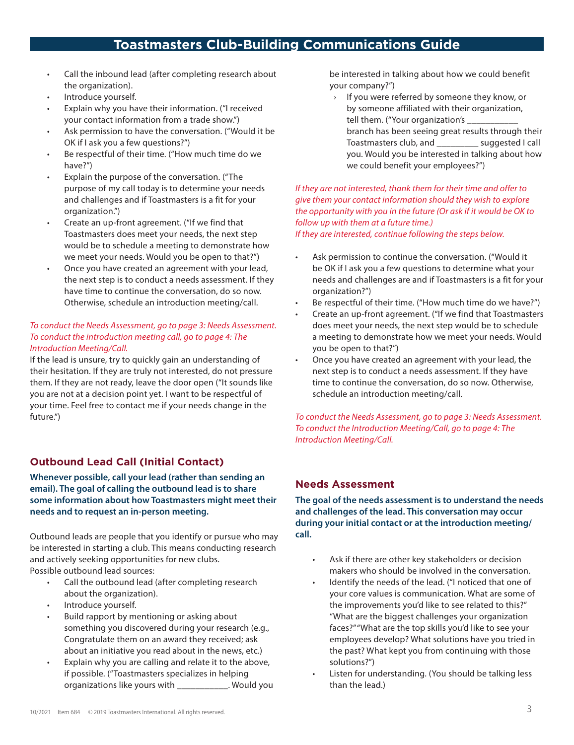- Call the inbound lead (after completing research about the organization).
- Introduce yourself.
- Explain why you have their information. ("I received your contact information from a trade show.")
- Ask permission to have the conversation. ("Would it be OK if I ask you a few questions?")
- Be respectful of their time. ("How much time do we have?")
- Explain the purpose of the conversation. ("The purpose of my call today is to determine your needs and challenges and if Toastmasters is a fit for your organization.")
- Create an up-front agreement. ("If we find that Toastmasters does meet your needs, the next step would be to schedule a meeting to demonstrate how we meet your needs. Would you be open to that?")
- Once you have created an agreement with your lead, the next step is to conduct a needs assessment. If they have time to continue the conversation, do so now. Otherwise, schedule an introduction meeting/call.

*To conduct the Needs Assessment, go to page 3: Needs Assessment. To conduct the introduction meeting call, go to page 4: The Introduction Meeting/Call.*

If the lead is unsure, try to quickly gain an understanding of their hesitation. If they are truly not interested, do not pressure them. If they are not ready, leave the door open ("It sounds like you are not at a decision point yet. I want to be respectful of your time. Feel free to contact me if your needs change in the future.")

## Outbound Lead Call (Initial Contact)

**Whenever possible, call your lead (rather than sending an email). The goal of calling the outbound lead is to share some information about how Toastmasters might meet their needs and to request an in-person meeting.**

Outbound leads are people that you identify or pursue who may be interested in starting a club. This means conducting research and actively seeking opportunities for new clubs.
Possible outbound lead sources:

- Call the outbound lead (after completing research about the organization).
- Introduce yourself.
- Build rapport by mentioning or asking about something you discovered during your research (e.g., Congratulate them on an award they received; ask about an initiative you read about in the news, etc.)
- Explain why you are calling and relate it to the above, if possible. ("Toastmasters specializes in helping organizations like yours with ___________. Would you be interested in talking about how we could benefit your company?")
    - If you were referred by someone they know, or by someone affiliated with their organization, tell them. ("Your organization's ___________ branch has been seeing great results through their Toastmasters club, and _________ suggested I call you. Would you be interested in talking about how we could benefit your employees?")

*If they are not interested, thank them for their time and offer to give them your contact information should they wish to explore the opportunity with you in the future (Or ask if it would be OK to follow up with them at a future time.)*
*If they are interested, continue following the steps below.*

- Ask permission to continue the conversation. ("Would it be OK if I ask you a few questions to determine what your needs and challenges are and if Toastmasters is a fit for your organization?")
- Be respectful of their time. ("How much time do we have?")
- Create an up-front agreement. ("If we find that Toastmasters does meet your needs, the next step would be to schedule a meeting to demonstrate how we meet your needs. Would you be open to that?")
- Once you have created an agreement with your lead, the next step is to conduct a needs assessment. If they have time to continue the conversation, do so now. Otherwise, schedule an introduction meeting/call.

*To conduct the Needs Assessment, go to page 3: Needs Assessment. To conduct the Introduction Meeting/Call, go to page 4: The Introduction Meeting/Call.*

## Needs Assessment

**The goal of the needs assessment is to understand the needs and challenges of the lead. This conversation may occur during your initial contact or at the introduction meeting/call.**

- Ask if there are other key stakeholders or decision makers who should be involved in the conversation.
- Identify the needs of the lead. ("I noticed that one of your core values is communication. What are some of the improvements you'd like to see related to this?" "What are the biggest challenges your organization faces?" "What are the top skills you'd like to see your employees develop? What solutions have you tried in the past? What kept you from continuing with those solutions?")
- Listen for understanding. (You should be talking less than the lead.)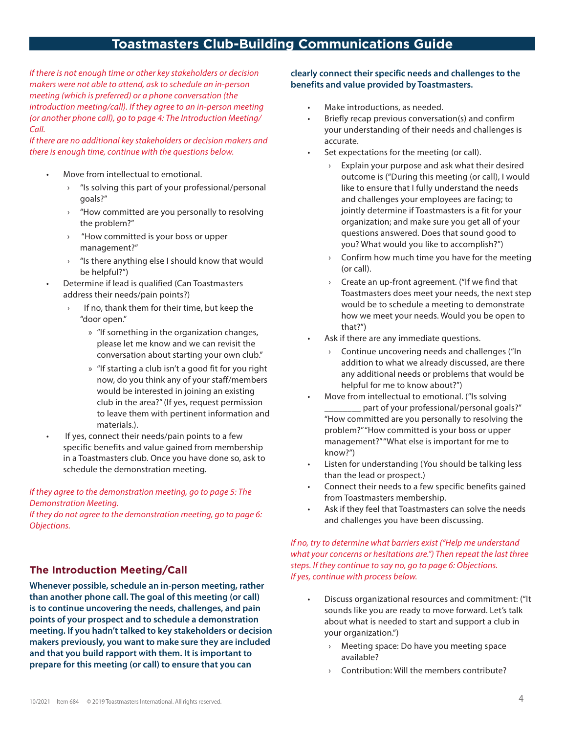*If there is not enough time or other key stakeholders or decision makers were not able to attend, ask to schedule an in-person meeting (which is preferred) or a phone conversation (the introduction meeting/call). If they agree to an in-person meeting (or another phone call), go to page 4: The Introduction Meeting/Call.*

*If there are no additional key stakeholders or decision makers and there is enough time, continue with the questions below.*

- Move from intellectual to emotional.
  - "Is solving this part of your professional/personal goals?"
  - "How committed are you personally to resolving the problem?"
  - "How committed is your boss or upper management?"
  - "Is there anything else I should know that would be helpful?")
- Determine if lead is qualified (Can Toastmasters address their needs/pain points?)
  - If no, thank them for their time, but keep the "door open."
    - "If something in the organization changes, please let me know and we can revisit the conversation about starting your own club."
    - "If starting a club isn't a good fit for you right now, do you think any of your staff/members would be interested in joining an existing club in the area?" (If yes, request permission to leave them with pertinent information and materials.).
- If yes, connect their needs/pain points to a few specific benefits and value gained from membership in a Toastmasters club. Once you have done so, ask to schedule the demonstration meeting.

*If they agree to the demonstration meeting, go to page 5: The Demonstration Meeting.*

*If they do not agree to the demonstration meeting, go to page 6: Objections.*

## The Introduction Meeting/Call

**Whenever possible, schedule an in-person meeting, rather than another phone call. The goal of this meeting (or call) is to continue uncovering the needs, challenges, and pain points of your prospect and to schedule a demonstration meeting. If you hadn't talked to key stakeholders or decision makers previously, you want to make sure they are included and that you build rapport with them. It is important to prepare for this meeting (or call) to ensure that you can clearly connect their specific needs and challenges to the benefits and value provided by Toastmasters.**

- Make introductions, as needed.
- Briefly recap previous conversation(s) and confirm your understanding of their needs and challenges is accurate.
- Set expectations for the meeting (or call).
  - Explain your purpose and ask what their desired outcome is ("During this meeting (or call), I would like to ensure that I fully understand the needs and challenges your employees are facing; to jointly determine if Toastmasters is a fit for your organization; and make sure you get all of your questions answered. Does that sound good to you? What would you like to accomplish?")
  - Confirm how much time you have for the meeting (or call).
  - Create an up-front agreement. ("If we find that Toastmasters does meet your needs, the next step would be to schedule a meeting to demonstrate how we meet your needs. Would you be open to that?")
- Ask if there are any immediate questions.
  - Continue uncovering needs and challenges ("In addition to what we already discussed, are there any additional needs or problems that would be helpful for me to know about?")
- Move from intellectual to emotional. ("Is solving ________ part of your professional/personal goals?" "How committed are you personally to resolving the problem?" "How committed is your boss or upper management?" "What else is important for me to know?")
- Listen for understanding (You should be talking less than the lead or prospect.)
- Connect their needs to a few specific benefits gained from Toastmasters membership.
- Ask if they feel that Toastmasters can solve the needs and challenges you have been discussing.

*If no, try to determine what barriers exist ("Help me understand what your concerns or hesitations are.") Then repeat the last three steps. If they continue to say no, go to page 6: Objections.*

*If yes, continue with process below.*

- Discuss organizational resources and commitment: ("It sounds like you are ready to move forward. Let's talk about what is needed to start and support a club in your organization.")
  - Meeting space: Do have you meeting space available?
  - Contribution: Will the members contribute?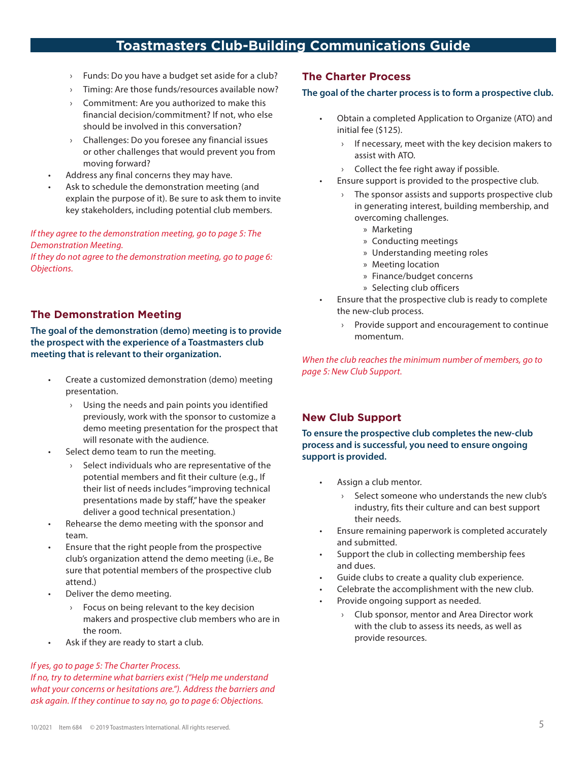- Funds: Do you have a budget set aside for a club?
  - Timing: Are those funds/resources available now?
  - Commitment: Are you authorized to make this financial decision/commitment? If not, who else should be involved in this conversation?
  - Challenges: Do you foresee any financial issues or other challenges that would prevent you from moving forward?
- Address any final concerns they may have.
- Ask to schedule the demonstration meeting (and explain the purpose of it). Be sure to ask them to invite key stakeholders, including potential club members.

*If they agree to the demonstration meeting, go to page 5: The Demonstration Meeting.*
*If they do not agree to the demonstration meeting, go to page 6: Objections.*

## The Demonstration Meeting

**The goal of the demonstration (demo) meeting is to provide the prospect with the experience of a Toastmasters club meeting that is relevant to their organization.**

- Create a customized demonstration (demo) meeting presentation.
  - Using the needs and pain points you identified previously, work with the sponsor to customize a demo meeting presentation for the prospect that will resonate with the audience.
- Select demo team to run the meeting.
  - Select individuals who are representative of the potential members and fit their culture (e.g., If their list of needs includes "improving technical presentations made by staff," have the speaker deliver a good technical presentation.)
- Rehearse the demo meeting with the sponsor and team.
- Ensure that the right people from the prospective club's organization attend the demo meeting (i.e., Be sure that potential members of the prospective club attend.)
- Deliver the demo meeting.
  - Focus on being relevant to the key decision makers and prospective club members who are in the room.
- Ask if they are ready to start a club.

*If yes, go to page 5: The Charter Process.*
*If no, try to determine what barriers exist ("Help me understand what your concerns or hesitations are."). Address the barriers and ask again. If they continue to say no, go to page 6: Objections.*

## The Charter Process

**The goal of the charter process is to form a prospective club.**

- Obtain a completed Application to Organize (ATO) and initial fee ($125).
  - If necessary, meet with the key decision makers to assist with ATO.
  - Collect the fee right away if possible.
- Ensure support is provided to the prospective club.
  - The sponsor assists and supports prospective club in generating interest, building membership, and overcoming challenges.
    - Marketing
    - Conducting meetings
    - Understanding meeting roles
    - Meeting location
    - Finance/budget concerns
    - Selecting club officers
- Ensure that the prospective club is ready to complete the new-club process.
  - Provide support and encouragement to continue momentum.

*When the club reaches the minimum number of members, go to page 5: New Club Support.*

## New Club Support

**To ensure the prospective club completes the new-club process and is successful, you need to ensure ongoing support is provided.**

- Assign a club mentor.
  - Select someone who understands the new club's industry, fits their culture and can best support their needs.
- Ensure remaining paperwork is completed accurately and submitted.
- Support the club in collecting membership fees and dues.
- Guide clubs to create a quality club experience.
- Celebrate the accomplishment with the new club.
- Provide ongoing support as needed.
  - Club sponsor, mentor and Area Director work with the club to assess its needs, as well as provide resources.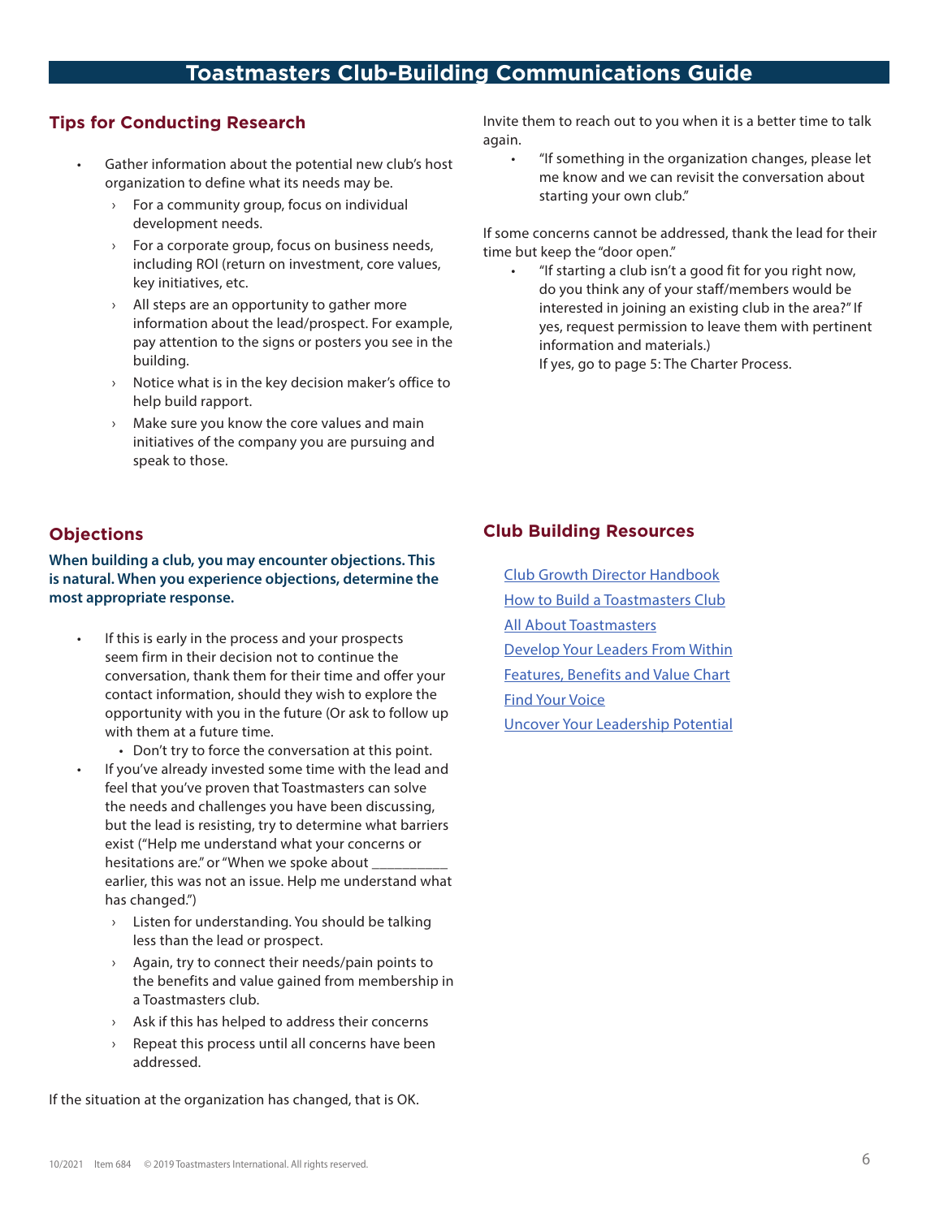# Toastmasters Club-Building Communications Guide

## Tips for Conducting Research

- Gather information about the potential new club's host organization to define what its needs may be.
  - For a community group, focus on individual development needs.
  - For a corporate group, focus on business needs, including ROI (return on investment, core values, key initiatives, etc.
  - All steps are an opportunity to gather more information about the lead/prospect. For example, pay attention to the signs or posters you see in the building.
  - Notice what is in the key decision maker's office to help build rapport.
  - Make sure you know the core values and main initiatives of the company you are pursuing and speak to those.

## Objections

**When building a club, you may encounter objections. This is natural. When you experience objections, determine the most appropriate response.**

- If this is early in the process and your prospects seem firm in their decision not to continue the conversation, thank them for their time and offer your contact information, should they wish to explore the opportunity with you in the future (Or ask to follow up with them at a future time.
  - Don't try to force the conversation at this point.
- If you've already invested some time with the lead and feel that you've proven that Toastmasters can solve the needs and challenges you have been discussing, but the lead is resisting, try to determine what barriers exist ("Help me understand what your concerns or hesitations are." or "When we spoke about __________ earlier, this was not an issue. Help me understand what has changed.")
  - Listen for understanding. You should be talking less than the lead or prospect.
  - Again, try to connect their needs/pain points to the benefits and value gained from membership in a Toastmasters club.
  - Ask if this has helped to address their concerns
  - Repeat this process until all concerns have been addressed.

If the situation at the organization has changed, that is OK. Invite them to reach out to you when it is a better time to talk again.

- "If something in the organization changes, please let me know and we can revisit the conversation about starting your own club."

If some concerns cannot be addressed, thank the lead for their time but keep the "door open."

- "If starting a club isn't a good fit for you right now, do you think any of your staff/members would be interested in joining an existing club in the area?" If yes, request permission to leave them with pertinent information and materials.)
  If yes, go to page 5: The Charter Process.

## Club Building Resources

- Club Growth Director Handbook
- How to Build a Toastmasters Club
- All About Toastmasters
- Develop Your Leaders From Within
- Features, Benefits and Value Chart
- Find Your Voice
- Uncover Your Leadership Potential

10/2021 Item 684 © 2019 Toastmasters International. All rights reserved.